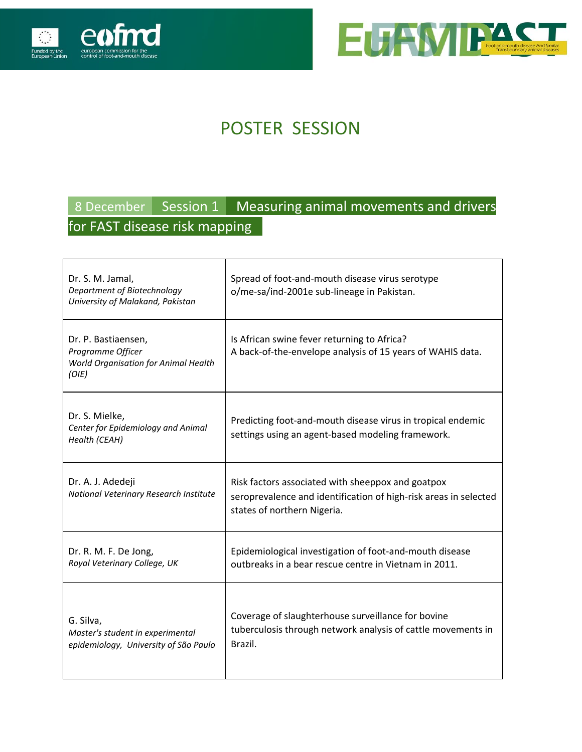# POSTER SESSION

## 8 December Session 1 Measuring animal movements and drivers for FAST disease risk mapping

| | |
|---|---|
| Dr. S. M. Jamal,<br>*Department of Biotechnology University of Malakand, Pakistan* | Spread of foot-and-mouth disease virus serotype o/me-sa/ind-2001e sub-lineage in Pakistan. |
| Dr. P. Bastiaensen,<br>*Programme Officer World Organisation for Animal Health (OIE)* | Is African swine fever returning to Africa?<br>A back-of-the-envelope analysis of 15 years of WAHIS data. |
| Dr. S. Mielke,<br>*Center for Epidemiology and Animal Health (CEAH)* | Predicting foot-and-mouth disease virus in tropical endemic settings using an agent-based modeling framework. |
| Dr. A. J. Adedeji<br>*National Veterinary Research Institute* | Risk factors associated with sheeppox and goatpox seroprevalence and identification of high-risk areas in selected states of northern Nigeria. |
| Dr. R. M. F. De Jong,<br>*Royal Veterinary College, UK* | Epidemiological investigation of foot-and-mouth disease outbreaks in a bear rescue centre in Vietnam in 2011. |
| G. Silva,<br>*Master's student in experimental epidemiology, University of São Paulo* | Coverage of slaughterhouse surveillance for bovine tuberculosis through network analysis of cattle movements in Brazil. |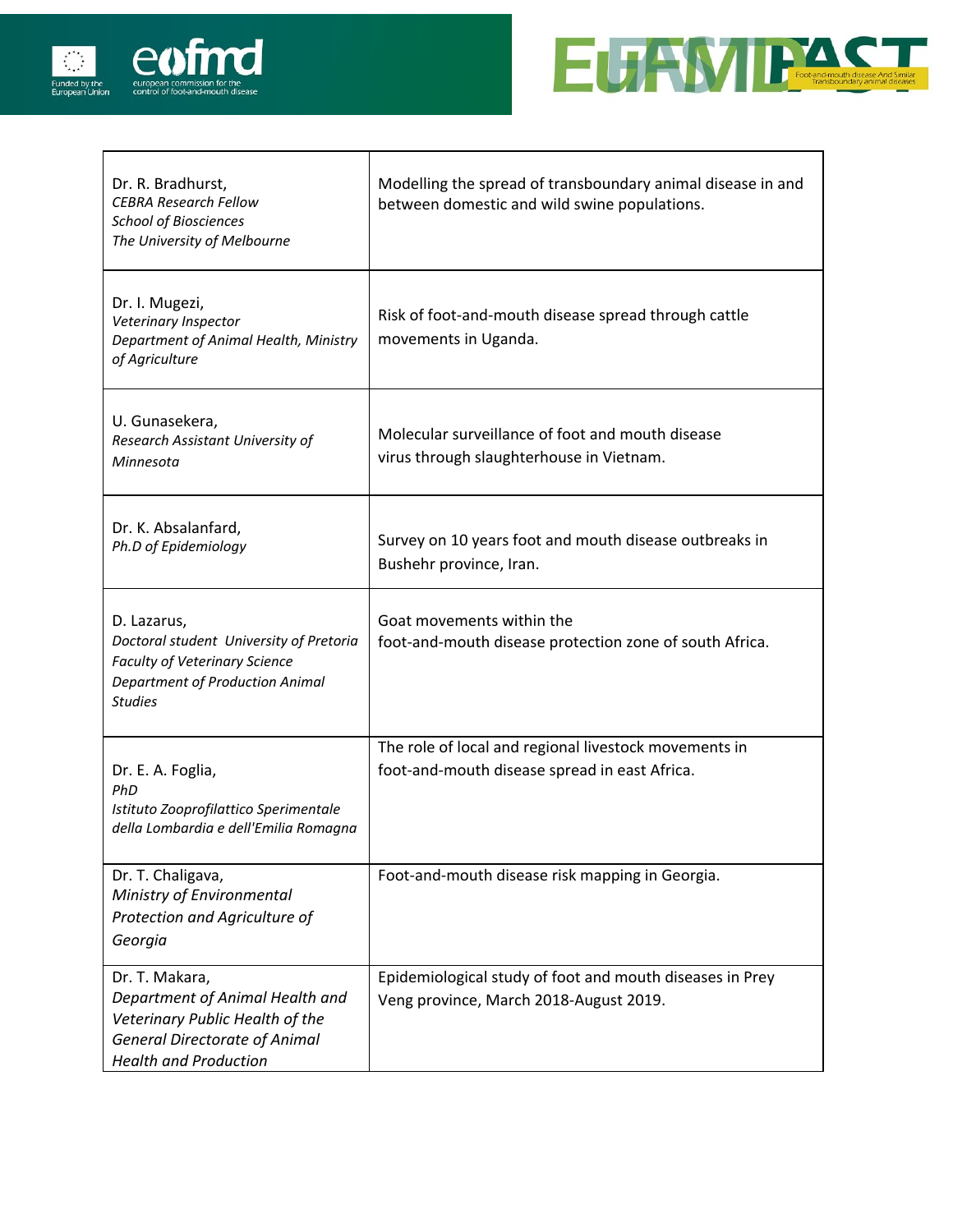| | |
|---|---|
| Dr. R. Bradhurst,<br>*CEBRA Research Fellow*<br>*School of Biosciences*<br>*The University of Melbourne* | Modelling the spread of transboundary animal disease in and between domestic and wild swine populations. |
| Dr. I. Mugezi,<br>*Veterinary Inspector*<br>*Department of Animal Health, Ministry of Agriculture* | Risk of foot-and-mouth disease spread through cattle movements in Uganda. |
| U. Gunasekera,<br>*Research Assistant University of Minnesota* | Molecular surveillance of foot and mouth disease virus through slaughterhouse in Vietnam. |
| Dr. K. Absalanfard,<br>*Ph.D of Epidemiology* | Survey on 10 years foot and mouth disease outbreaks in Bushehr province, Iran. |
| D. Lazarus,<br>*Doctoral student University of Pretoria*<br>*Faculty of Veterinary Science*<br>*Department of Production Animal Studies* | Goat movements within the foot-and-mouth disease protection zone of south Africa. |
| Dr. E. A. Foglia,<br>*PhD*<br>*Istituto Zooprofilattico Sperimentale della Lombardia e dell'Emilia Romagna* | The role of local and regional livestock movements in foot-and-mouth disease spread in east Africa. |
| Dr. T. Chaligava,<br>*Ministry of Environmental Protection and Agriculture of Georgia* | Foot-and-mouth disease risk mapping in Georgia. |
| Dr. T. Makara,<br>*Department of Animal Health and Veterinary Public Health of the General Directorate of Animal Health and Production* | Epidemiological study of foot and mouth diseases in Prey Veng province, March 2018-August 2019. |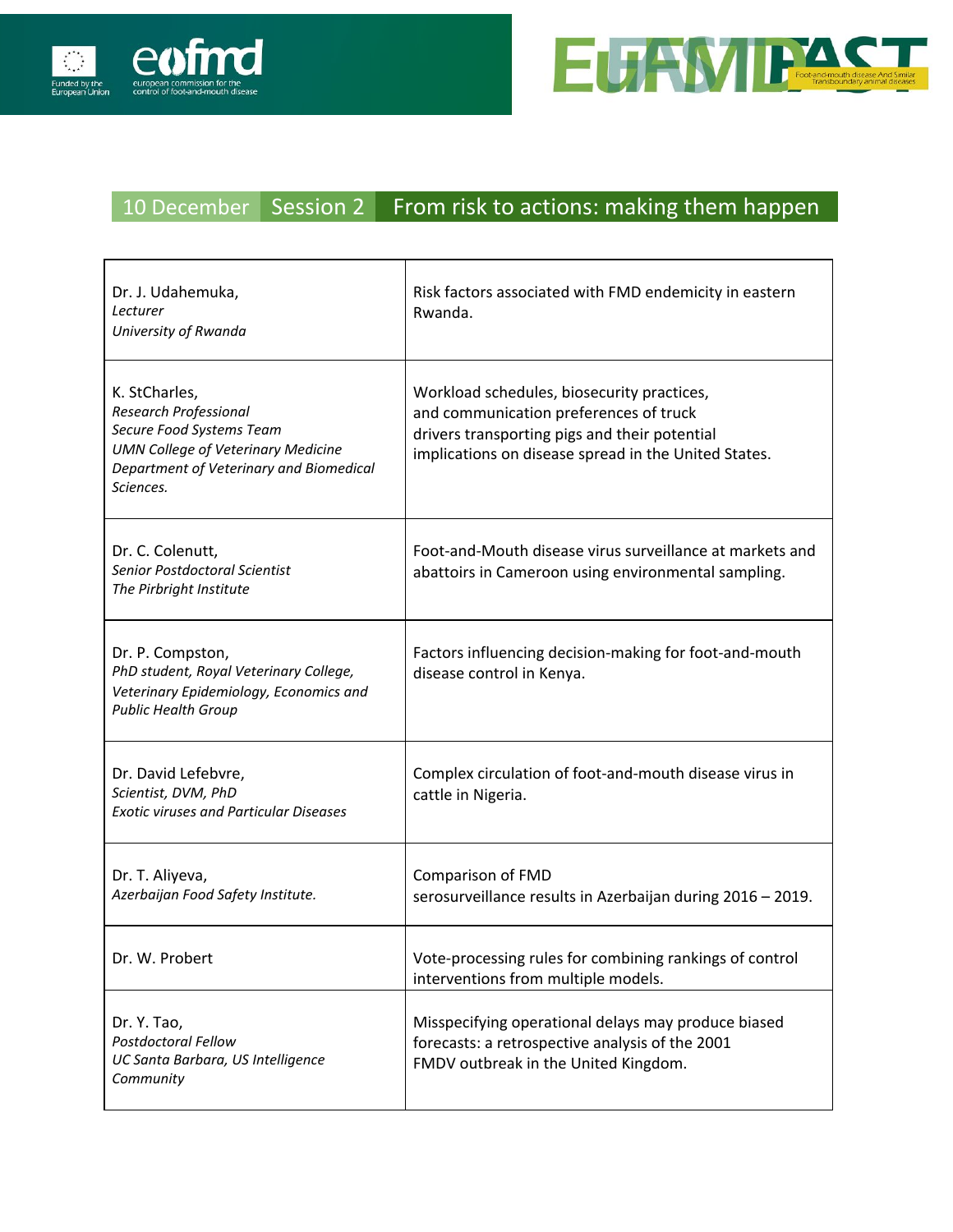## 10 December | Session 2 | From risk to actions: making them happen

| | |
|---|---|
| Dr. J. Udahemuka,<br>*Lecturer*<br>*University of Rwanda* | Risk factors associated with FMD endemicity in eastern Rwanda. |
| K. StCharles,<br>*Research Professional*<br>*Secure Food Systems Team*<br>*UMN College of Veterinary Medicine*<br>*Department of Veterinary and Biomedical Sciences.* | Workload schedules, biosecurity practices, and communication preferences of truck drivers transporting pigs and their potential implications on disease spread in the United States. |
| Dr. C. Colenutt,<br>*Senior Postdoctoral Scientist*<br>*The Pirbright Institute* | Foot-and-Mouth disease virus surveillance at markets and abattoirs in Cameroon using environmental sampling. |
| Dr. P. Compston,<br>*PhD student, Royal Veterinary College, Veterinary Epidemiology, Economics and Public Health Group* | Factors influencing decision-making for foot-and-mouth disease control in Kenya. |
| Dr. David Lefebvre,<br>*Scientist, DVM, PhD*<br>*Exotic viruses and Particular Diseases* | Complex circulation of foot-and-mouth disease virus in cattle in Nigeria. |
| Dr. T. Aliyeva,<br>*Azerbaijan Food Safety Institute.* | Comparison of FMD serosurveillance results in Azerbaijan during 2016 – 2019. |
| Dr. W. Probert | Vote-processing rules for combining rankings of control interventions from multiple models. |
| Dr. Y. Tao,<br>*Postdoctoral Fellow*<br>*UC Santa Barbara, US Intelligence Community* | Misspecifying operational delays may produce biased forecasts: a retrospective analysis of the 2001 FMDV outbreak in the United Kingdom. |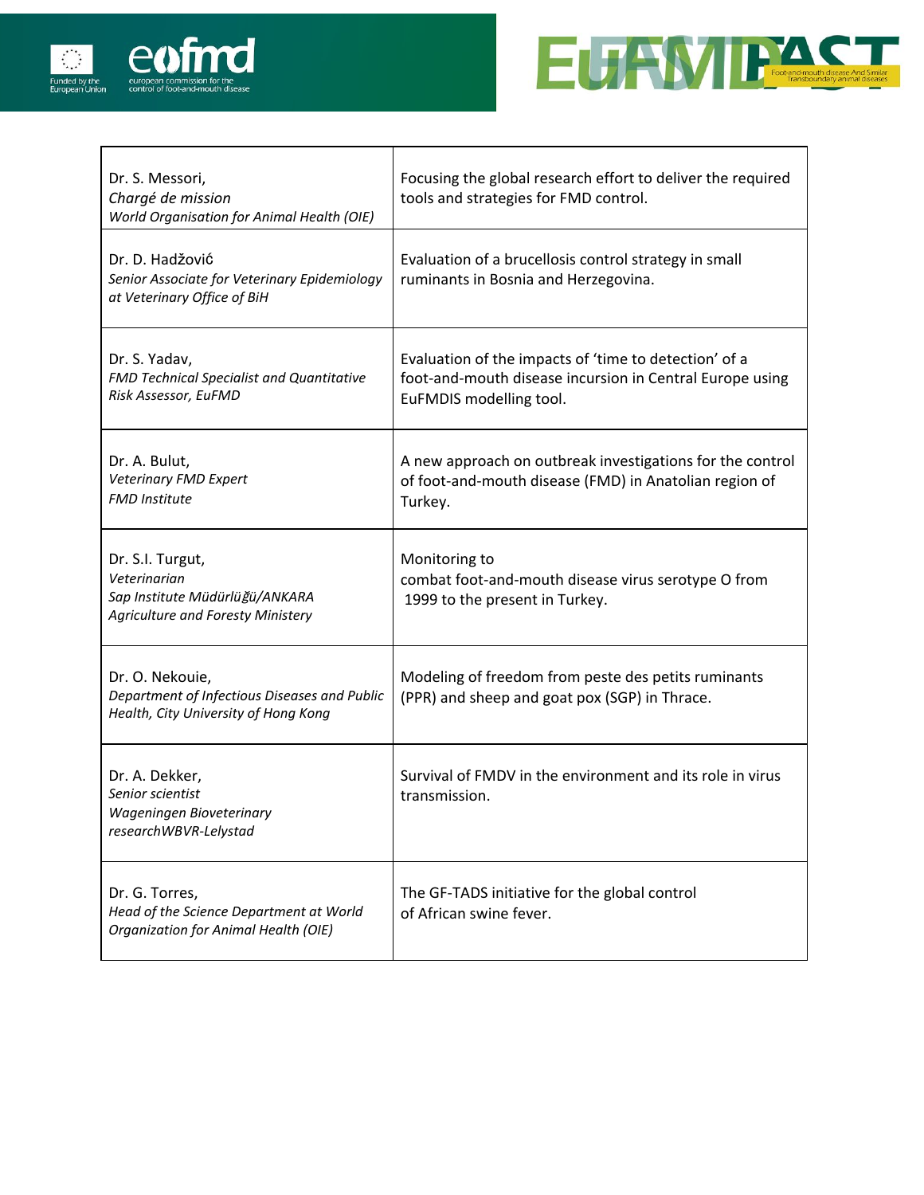| Dr. S. Messori,<br>*Chargé de mission*<br>*World Organisation for Animal Health (OIE)* | Focusing the global research effort to deliver the required tools and strategies for FMD control. |
|---|---|
| Dr. D. Hadžović<br>*Senior Associate for Veterinary Epidemiology at Veterinary Office of BiH* | Evaluation of a brucellosis control strategy in small ruminants in Bosnia and Herzegovina. |
| Dr. S. Yadav,<br>*FMD Technical Specialist and Quantitative Risk Assessor, EuFMD* | Evaluation of the impacts of 'time to detection' of a foot-and-mouth disease incursion in Central Europe using EuFMDIS modelling tool. |
| Dr. A. Bulut,<br>*Veterinary FMD Expert*<br>*FMD Institute* | A new approach on outbreak investigations for the control of foot-and-mouth disease (FMD) in Anatolian region of Turkey. |
| Dr. S.I. Turgut,<br>*Veterinarian*<br>*Sap Institute Müdürlüğü/ANKARA*<br>*Agriculture and Foresty Ministery* | Monitoring to combat foot-and-mouth disease virus serotype O from 1999 to the present in Turkey. |
| Dr. O. Nekouie,<br>*Department of Infectious Diseases and Public Health, City University of Hong Kong* | Modeling of freedom from peste des petits ruminants (PPR) and sheep and goat pox (SGP) in Thrace. |
| Dr. A. Dekker,<br>*Senior scientist*<br>*Wageningen Bioveterinary researchWBVR-Lelystad* | Survival of FMDV in the environment and its role in virus transmission. |
| Dr. G. Torres,<br>*Head of the Science Department at World Organization for Animal Health (OIE)* | The GF-TADS initiative for the global control of African swine fever. |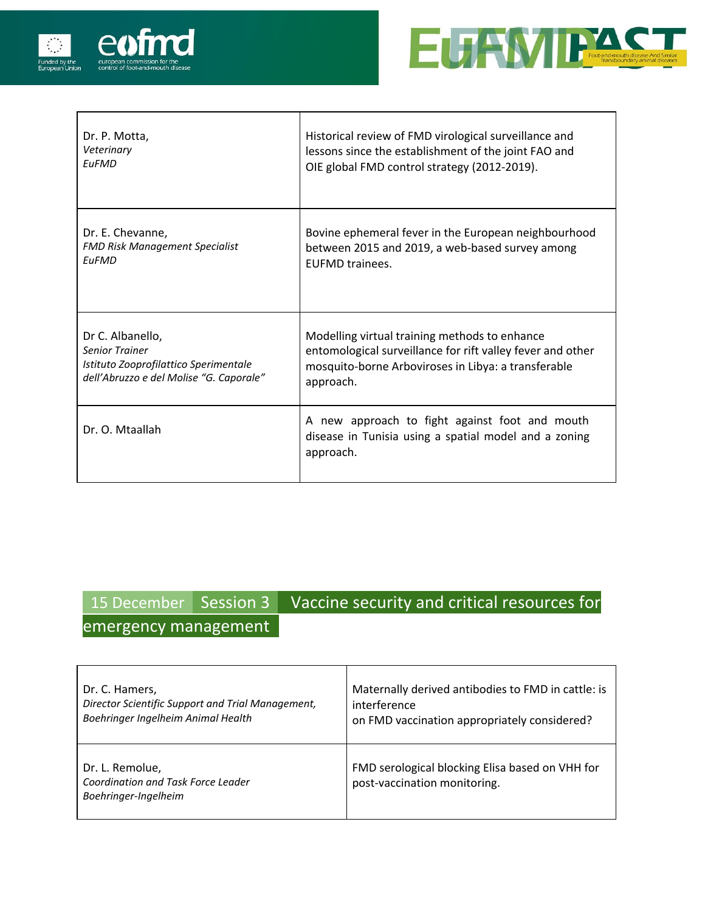| Dr. P. Motta, *Veterinary* *EuFMD* | Historical review of FMD virological surveillance and lessons since the establishment of the joint FAO and OIE global FMD control strategy (2012-2019). |
| --- | --- |
| Dr. E. Chevanne, *FMD Risk Management Specialist* *EuFMD* | Bovine ephemeral fever in the European neighbourhood between 2015 and 2019, a web-based survey among EUFMD trainees. |
| Dr C. Albanello, *Senior Trainer* *Istituto Zooprofilattico Sperimentale dell'Abruzzo e del Molise "G. Caporale"* | Modelling virtual training methods to enhance entomological surveillance for rift valley fever and other mosquito-borne Arboviroses in Libya: a transferable approach. |
| Dr. O. Mtaallah | A new approach to fight against foot and mouth disease in Tunisia using a spatial model and a zoning approach. |

## 15 December Session 3 Vaccine security and critical resources for emergency management

| Dr. C. Hamers, *Director Scientific Support and Trial Management,* *Boehringer Ingelheim Animal Health* | Maternally derived antibodies to FMD in cattle: is interference on FMD vaccination appropriately considered? |
| --- | --- |
| Dr. L. Remolue, *Coordination and Task Force Leader* *Boehringer-Ingelheim* | FMD serological blocking Elisa based on VHH for post-vaccination monitoring. |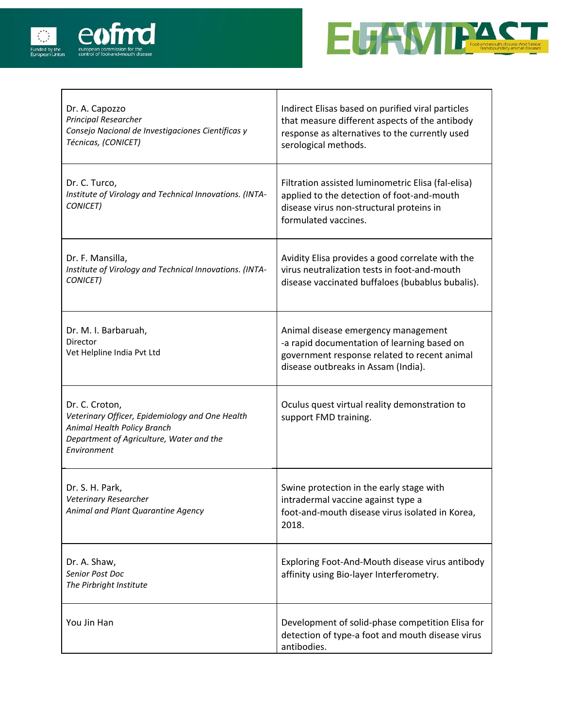| | |
|---|---|
| Dr. A. Capozzo<br>*Principal Researcher*<br>*Consejo Nacional de Investigaciones Científicas y Técnicas, (CONICET)* | Indirect Elisas based on purified viral particles that measure different aspects of the antibody response as alternatives to the currently used serological methods. |
| Dr. C. Turco,<br>*Institute of Virology and Technical Innovations. (INTA-CONICET)* | Filtration assisted luminometric Elisa (fal-elisa) applied to the detection of foot-and-mouth disease virus non-structural proteins in formulated vaccines. |
| Dr. F. Mansilla,<br>*Institute of Virology and Technical Innovations. (INTA-CONICET)* | Avidity Elisa provides a good correlate with the virus neutralization tests in foot-and-mouth disease vaccinated buffaloes (bubablus bubalis). |
| Dr. M. I. Barbaruah,<br>Director<br>Vet Helpline India Pvt Ltd | Animal disease emergency management -a rapid documentation of learning based on government response related to recent animal disease outbreaks in Assam (India). |
| Dr. C. Croton,<br>*Veterinary Officer, Epidemiology and One Health*<br>*Animal Health Policy Branch*<br>*Department of Agriculture, Water and the Environment* | Oculus quest virtual reality demonstration to support FMD training. |
| Dr. S. H. Park,<br>*Veterinary Researcher*<br>*Animal and Plant Quarantine Agency* | Swine protection in the early stage with intradermal vaccine against type a foot-and-mouth disease virus isolated in Korea, 2018. |
| Dr. A. Shaw,<br>*Senior Post Doc*<br>*The Pirbright Institute* | Exploring Foot-And-Mouth disease virus antibody affinity using Bio-layer Interferometry. |
| You Jin Han | Development of solid-phase competition Elisa for detection of type-a foot and mouth disease virus antibodies. |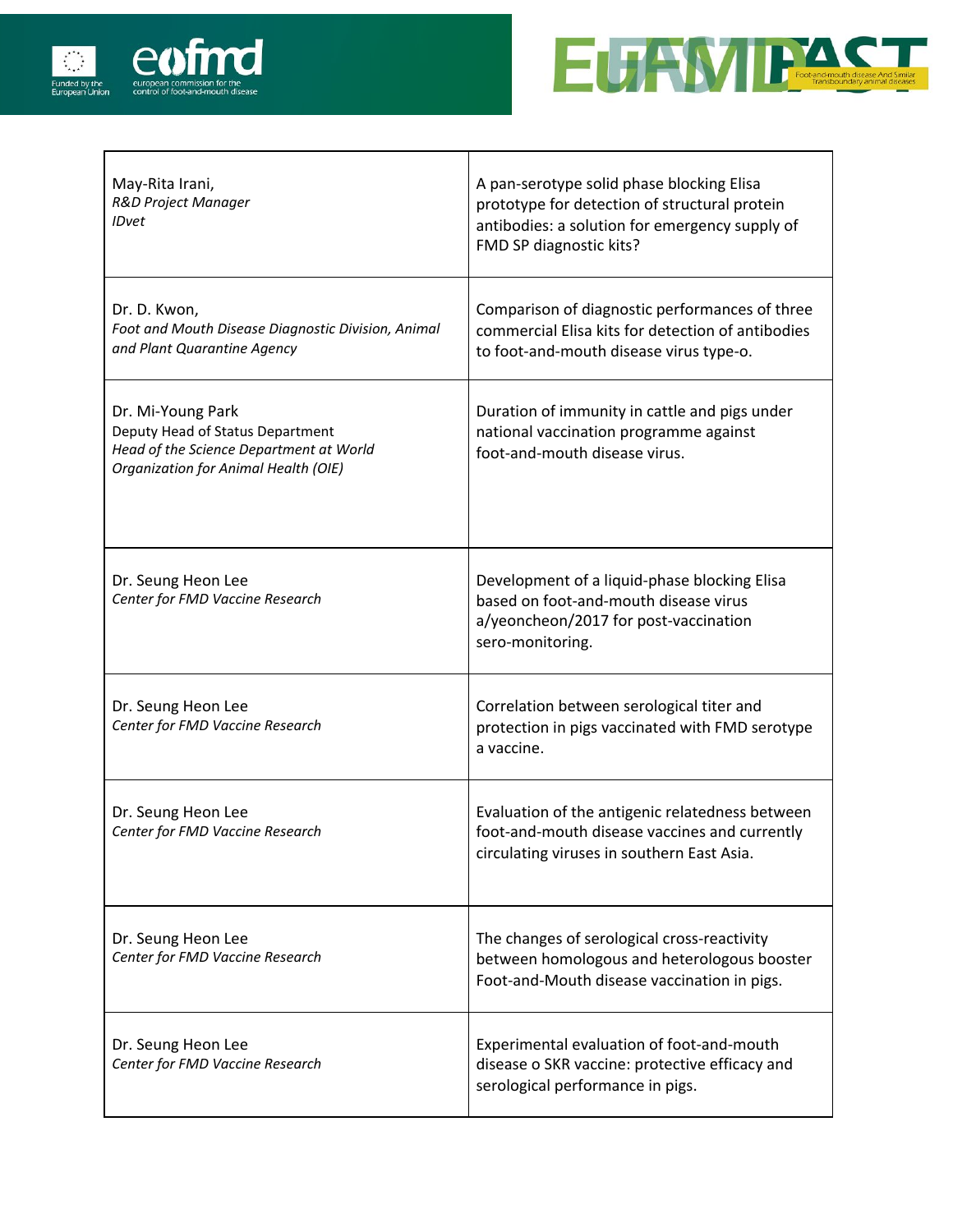| | |
|---|---|
| May-Rita Irani,<br>*R&D Project Manager*<br>*IDvet* | A pan-serotype solid phase blocking Elisa prototype for detection of structural protein antibodies: a solution for emergency supply of FMD SP diagnostic kits? |
| Dr. D. Kwon,<br>*Foot and Mouth Disease Diagnostic Division, Animal and Plant Quarantine Agency* | Comparison of diagnostic performances of three commercial Elisa kits for detection of antibodies to foot-and-mouth disease virus type-o. |
| Dr. Mi-Young Park<br>Deputy Head of Status Department<br>*Head of the Science Department at World Organization for Animal Health (OIE)* | Duration of immunity in cattle and pigs under national vaccination programme against foot-and-mouth disease virus. |
| Dr. Seung Heon Lee<br>*Center for FMD Vaccine Research* | Development of a liquid-phase blocking Elisa based on foot-and-mouth disease virus a/yeoncheon/2017 for post-vaccination sero-monitoring. |
| Dr. Seung Heon Lee<br>*Center for FMD Vaccine Research* | Correlation between serological titer and protection in pigs vaccinated with FMD serotype a vaccine. |
| Dr. Seung Heon Lee<br>*Center for FMD Vaccine Research* | Evaluation of the antigenic relatedness between foot-and-mouth disease vaccines and currently circulating viruses in southern East Asia. |
| Dr. Seung Heon Lee<br>*Center for FMD Vaccine Research* | The changes of serological cross-reactivity between homologous and heterologous booster Foot-and-Mouth disease vaccination in pigs. |
| Dr. Seung Heon Lee<br>*Center for FMD Vaccine Research* | Experimental evaluation of foot-and-mouth disease o SKR vaccine: protective efficacy and serological performance in pigs. |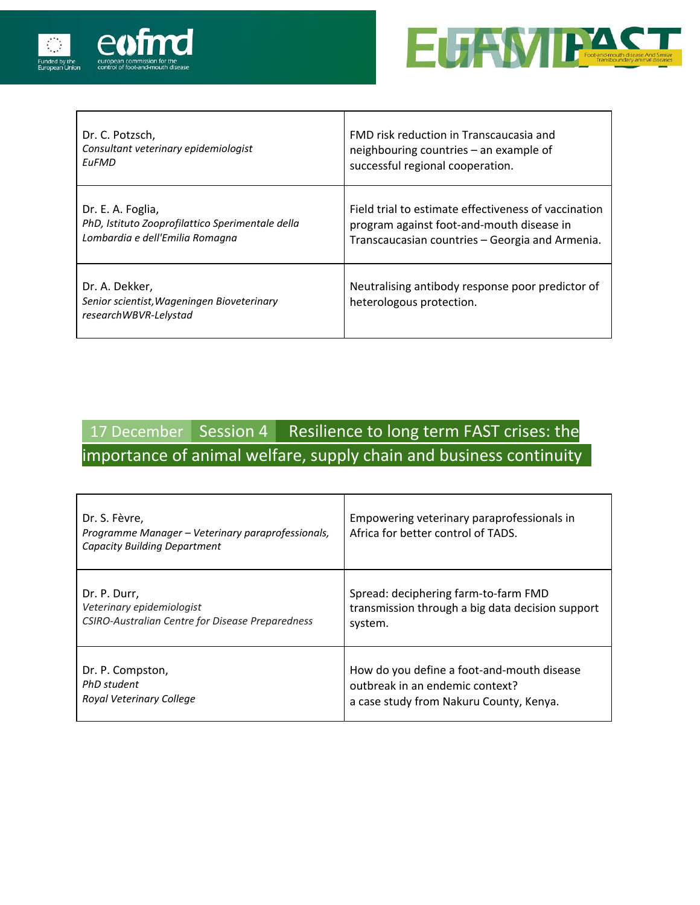| | |
|---|---|
| Dr. C. Potzsch,<br>*Consultant veterinary epidemiologist*<br>*EuFMD* | FMD risk reduction in Transcaucasia and neighbouring countries – an example of successful regional cooperation. |
| Dr. E. A. Foglia,<br>*PhD, Istituto Zooprofilattico Sperimentale della Lombardia e dell'Emilia Romagna* | Field trial to estimate effectiveness of vaccination program against foot-and-mouth disease in Transcaucasian countries – Georgia and Armenia. |
| Dr. A. Dekker,<br>*Senior scientist,Wageningen Bioveterinary researchWBVR-Lelystad* | Neutralising antibody response poor predictor of heterologous protection. |

## 17 December Session 4 Resilience to long term FAST crises: the importance of animal welfare, supply chain and business continuity

| | |
|---|---|
| Dr. S. Fèvre,<br>*Programme Manager – Veterinary paraprofessionals, Capacity Building Department* | Empowering veterinary paraprofessionals in Africa for better control of TADS. |
| Dr. P. Durr,<br>*Veterinary epidemiologist*<br>*CSIRO-Australian Centre for Disease Preparedness* | Spread: deciphering farm-to-farm FMD transmission through a big data decision support system. |
| Dr. P. Compston,<br>*PhD student*<br>*Royal Veterinary College* | How do you define a foot-and-mouth disease outbreak in an endemic context?<br>a case study from Nakuru County, Kenya. |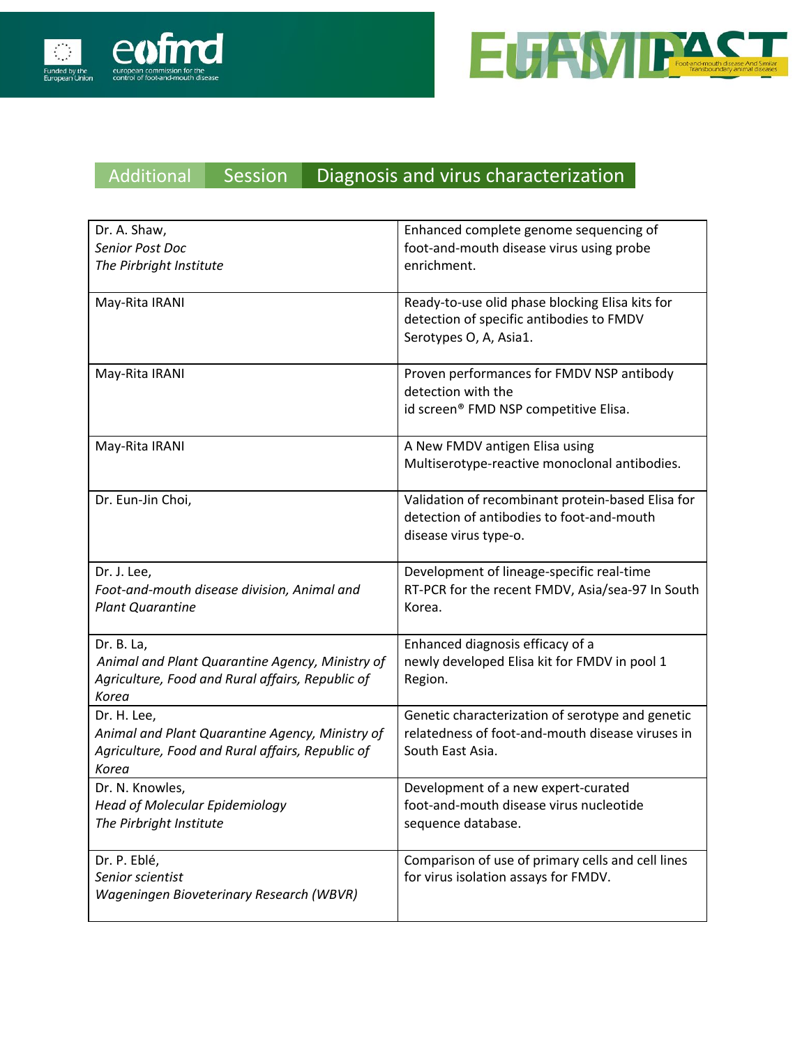## Additional Session Diagnosis and virus characterization

| | |
|---|---|
| Dr. A. Shaw,<br>*Senior Post Doc*<br>*The Pirbright Institute* | Enhanced complete genome sequencing of foot-and-mouth disease virus using probe enrichment. |
| May-Rita IRANI | Ready-to-use olid phase blocking Elisa kits for detection of specific antibodies to FMDV Serotypes O, A, Asia1. |
| May-Rita IRANI | Proven performances for FMDV NSP antibody detection with the id screen® FMD NSP competitive Elisa. |
| May-Rita IRANI | A New FMDV antigen Elisa using Multiserotype-reactive monoclonal antibodies. |
| Dr. Eun-Jin Choi, | Validation of recombinant protein-based Elisa for detection of antibodies to foot-and-mouth disease virus type-o. |
| Dr. J. Lee,<br>*Foot-and-mouth disease division, Animal and Plant Quarantine* | Development of lineage-specific real-time RT-PCR for the recent FMDV, Asia/sea-97 In South Korea. |
| Dr. B. La,<br>*Animal and Plant Quarantine Agency, Ministry of Agriculture, Food and Rural affairs, Republic of Korea* | Enhanced diagnosis efficacy of a newly developed Elisa kit for FMDV in pool 1 Region. |
| Dr. H. Lee,<br>*Animal and Plant Quarantine Agency, Ministry of Agriculture, Food and Rural affairs, Republic of Korea* | Genetic characterization of serotype and genetic relatedness of foot-and-mouth disease viruses in South East Asia. |
| Dr. N. Knowles,<br>*Head of Molecular Epidemiology*<br>*The Pirbright Institute* | Development of a new expert-curated foot-and-mouth disease virus nucleotide sequence database. |
| Dr. P. Eblé,<br>*Senior scientist*<br>*Wageningen Bioveterinary Research (WBVR)* | Comparison of use of primary cells and cell lines for virus isolation assays for FMDV. |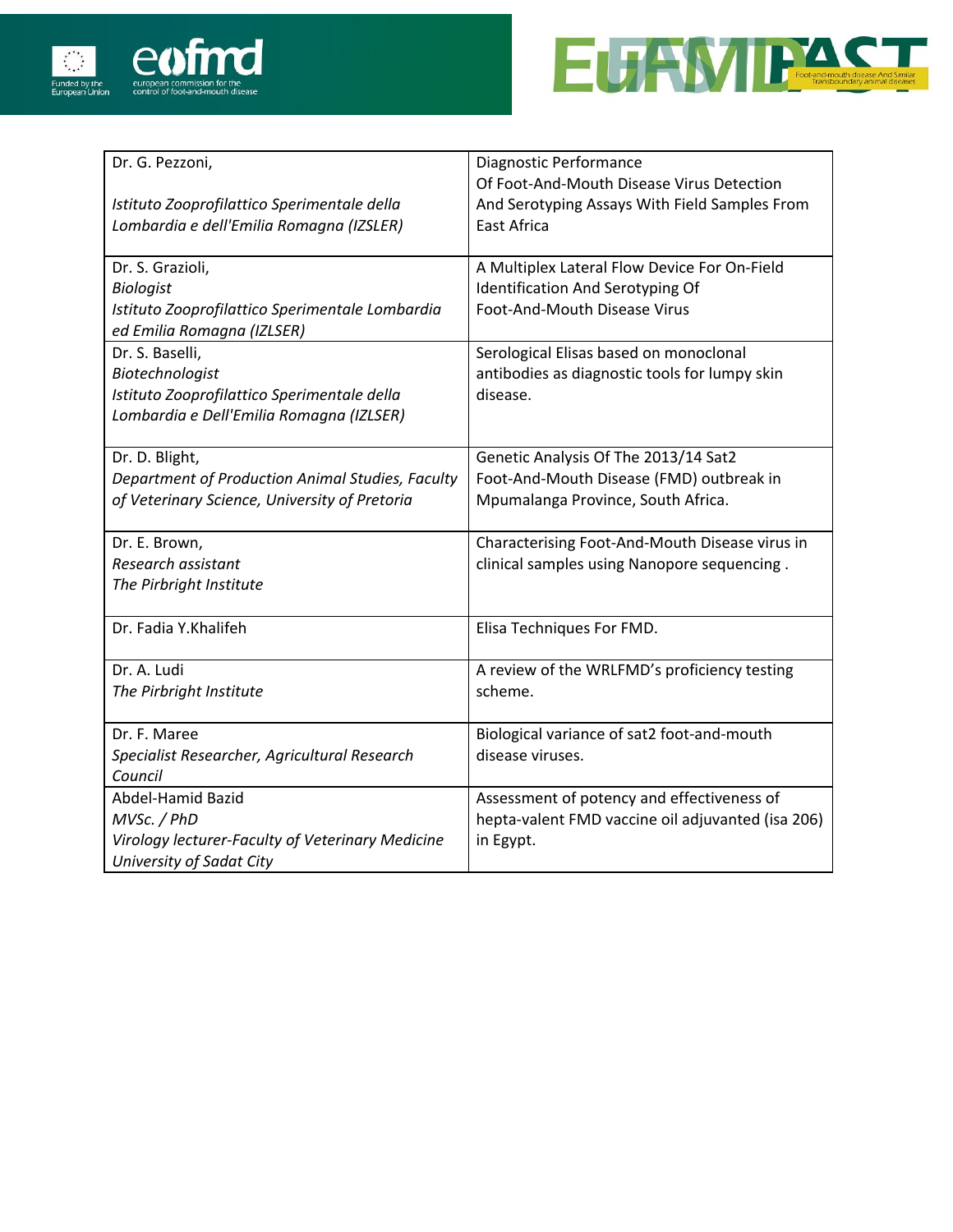| | |
|---|---|
| Dr. G. Pezzoni, *Istituto Zooprofilattico Sperimentale della Lombardia e dell'Emilia Romagna (IZSLER)* | Diagnostic Performance Of Foot-And-Mouth Disease Virus Detection And Serotyping Assays With Field Samples From East Africa |
| Dr. S. Grazioli, *Biologist* *Istituto Zooprofilattico Sperimentale Lombardia ed Emilia Romagna (IZLSER)* | A Multiplex Lateral Flow Device For On-Field Identification And Serotyping Of Foot-And-Mouth Disease Virus |
| Dr. S. Baselli, *Biotechnologist* *Istituto Zooprofilattico Sperimentale della Lombardia e Dell'Emilia Romagna (IZLSER)* | Serological Elisas based on monoclonal antibodies as diagnostic tools for lumpy skin disease. |
| Dr. D. Blight, *Department of Production Animal Studies, Faculty of Veterinary Science, University of Pretoria* | Genetic Analysis Of The 2013/14 Sat2 Foot-And-Mouth Disease (FMD) outbreak in Mpumalanga Province, South Africa. |
| Dr. E. Brown, *Research assistant* *The Pirbright Institute* | Characterising Foot-And-Mouth Disease virus in clinical samples using Nanopore sequencing . |
| Dr. Fadia Y.Khalifeh | Elisa Techniques For FMD. |
| Dr. A. Ludi *The Pirbright Institute* | A review of the WRLFMD's proficiency testing scheme. |
| Dr. F. Maree *Specialist Researcher, Agricultural Research Council* | Biological variance of sat2 foot-and-mouth disease viruses. |
| Abdel-Hamid Bazid *MVSc. / PhD* *Virology lecturer-Faculty of Veterinary Medicine University of Sadat City* | Assessment of potency and effectiveness of hepta-valent FMD vaccine oil adjuvanted (isa 206) in Egypt. |